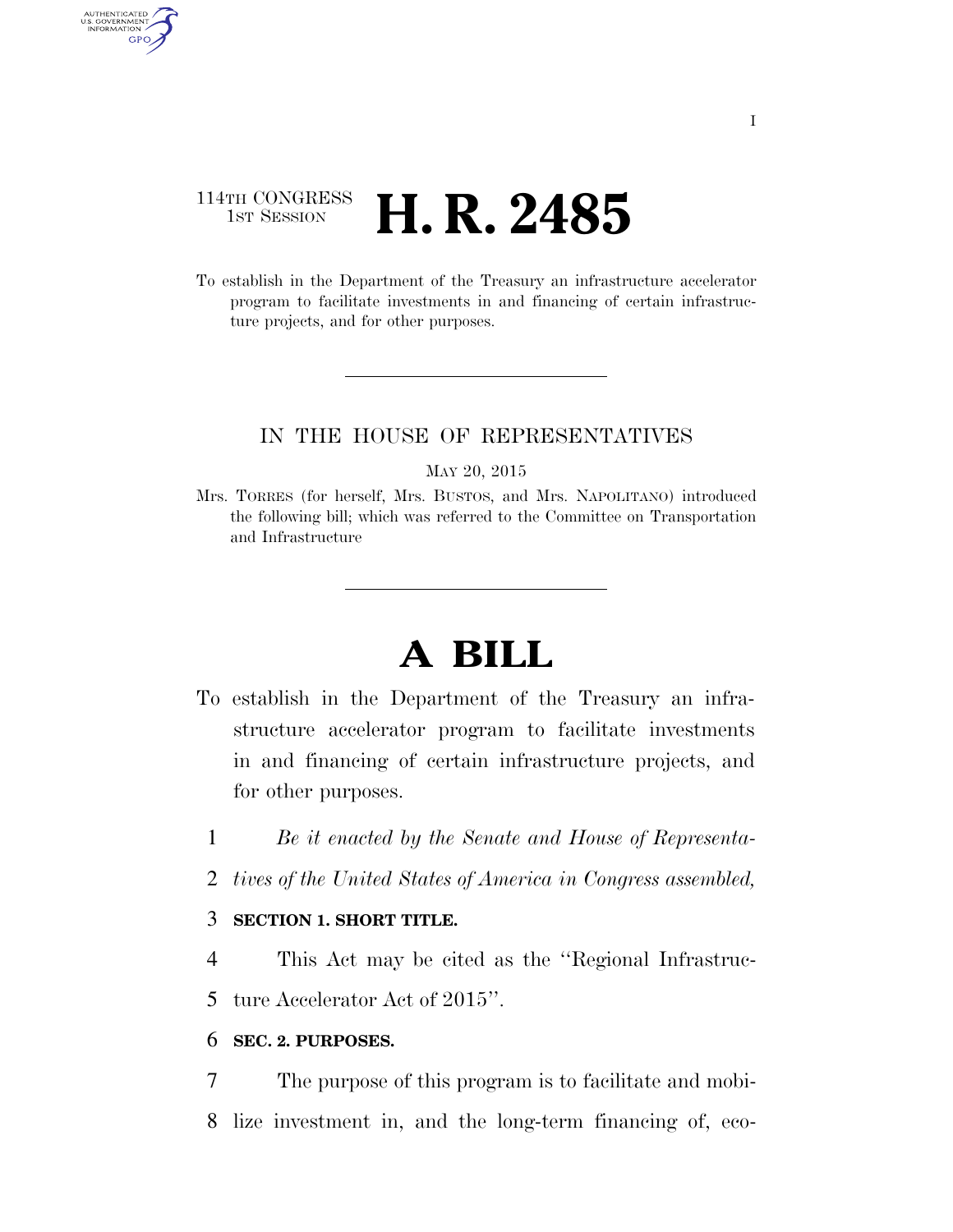114TH CONGRESS
1ST SESSION

# H. R. 2485

To establish in the Department of the Treasury an infrastructure accelerator program to facilitate investments in and financing of certain infrastructure projects, and for other purposes.

IN THE HOUSE OF REPRESENTATIVES

MAY 20, 2015

Mrs. TORRES (for herself, Mrs. BUSTOS, and Mrs. NAPOLITANO) introduced the following bill; which was referred to the Committee on Transportation and Infrastructure

# A BILL

To establish in the Department of the Treasury an infrastructure accelerator program to facilitate investments in and financing of certain infrastructure projects, and for other purposes.

1 *Be it enacted by the Senate and House of Representa-*
2 *tives of the United States of America in Congress assembled,*

3 **SECTION 1. SHORT TITLE.**

4 This Act may be cited as the "Regional Infrastruc-
5 ture Accelerator Act of 2015".

6 **SEC. 2. PURPOSES.**

7 The purpose of this program is to facilitate and mobi-
8 lize investment in, and the long-term financing of, eco-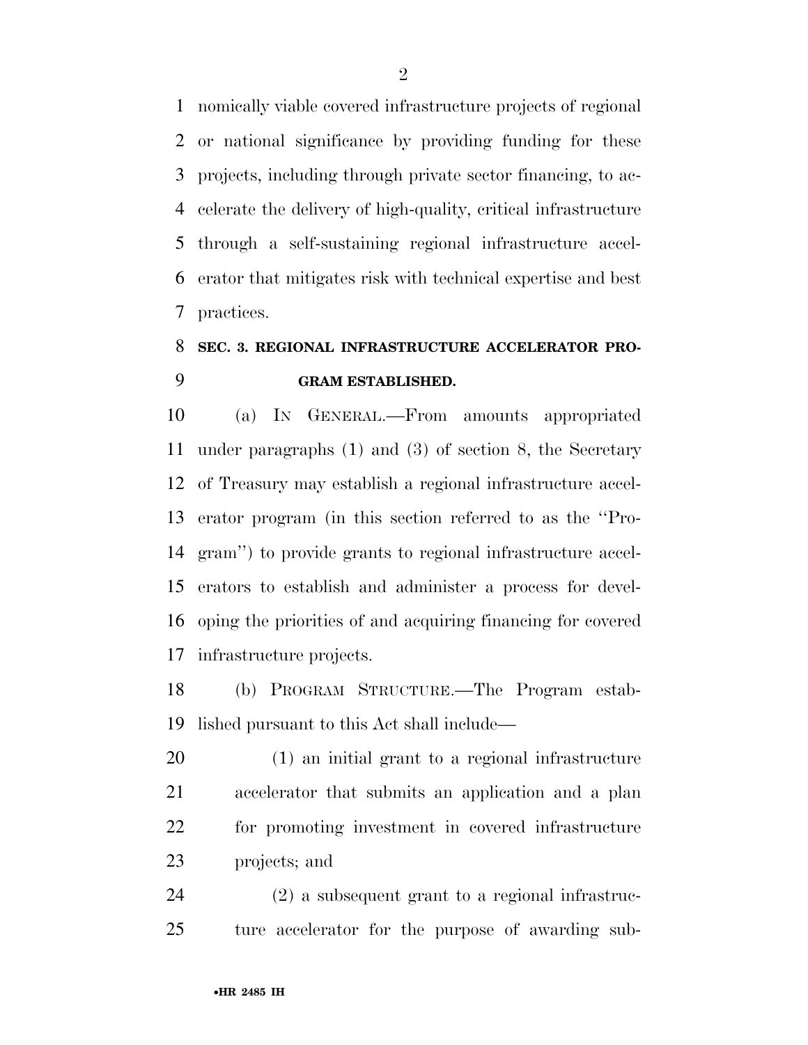nomically viable covered infrastructure projects of regional or national significance by providing funding for these projects, including through private sector financing, to accelerate the delivery of high-quality, critical infrastructure through a self-sustaining regional infrastructure accelerator that mitigates risk with technical expertise and best practices.

## SEC. 3. REGIONAL INFRASTRUCTURE ACCELERATOR PROGRAM ESTABLISHED.

(a) IN GENERAL.—From amounts appropriated under paragraphs (1) and (3) of section 8, the Secretary of Treasury may establish a regional infrastructure accelerator program (in this section referred to as the "Program") to provide grants to regional infrastructure accelerators to establish and administer a process for developing the priorities of and acquiring financing for covered infrastructure projects.

(b) PROGRAM STRUCTURE.—The Program established pursuant to this Act shall include—

(1) an initial grant to a regional infrastructure accelerator that submits an application and a plan for promoting investment in covered infrastructure projects; and

(2) a subsequent grant to a regional infrastructure accelerator for the purpose of awarding sub-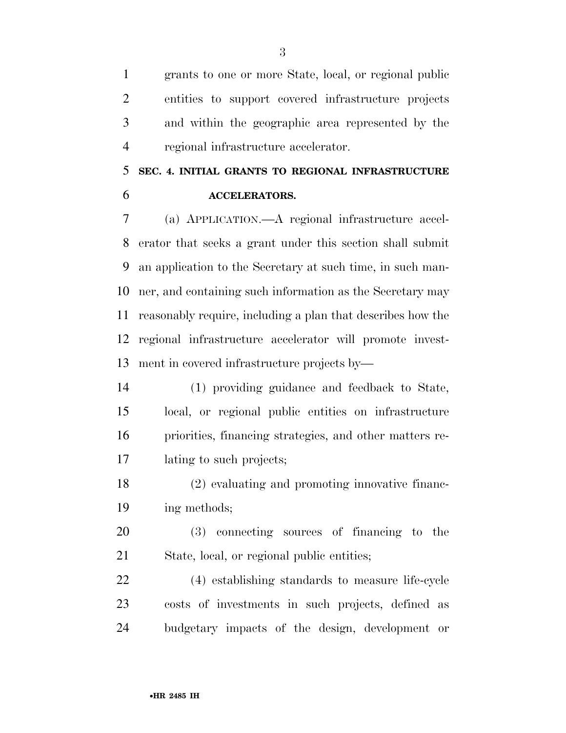grants to one or more State, local, or regional public entities to support covered infrastructure projects and within the geographic area represented by the regional infrastructure accelerator.

## SEC. 4. INITIAL GRANTS TO REGIONAL INFRASTRUCTURE ACCELERATORS.

(a) APPLICATION.—A regional infrastructure accelerator that seeks a grant under this section shall submit an application to the Secretary at such time, in such manner, and containing such information as the Secretary may reasonably require, including a plan that describes how the regional infrastructure accelerator will promote investment in covered infrastructure projects by—

(1) providing guidance and feedback to State, local, or regional public entities on infrastructure priorities, financing strategies, and other matters relating to such projects;

(2) evaluating and promoting innovative financing methods;

(3) connecting sources of financing to the State, local, or regional public entities;

(4) establishing standards to measure life-cycle costs of investments in such projects, defined as budgetary impacts of the design, development or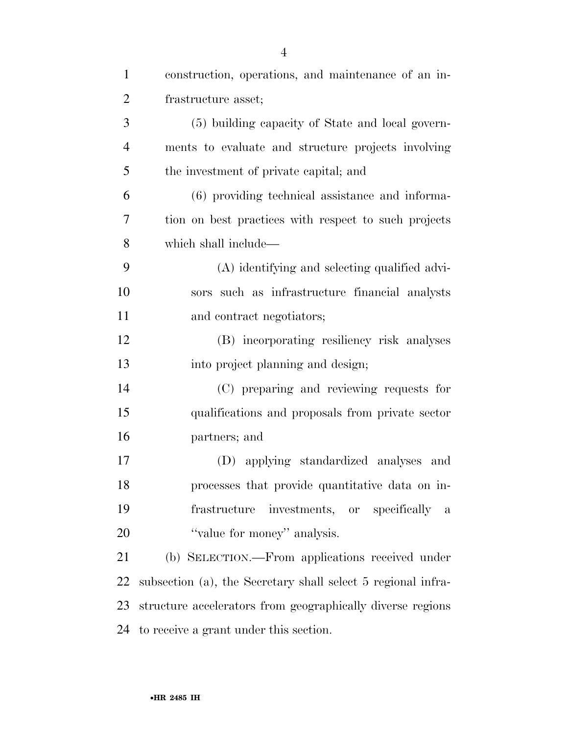construction, operations, and maintenance of an infrastructure asset;

(5) building capacity of State and local governments to evaluate and structure projects involving the investment of private capital; and

(6) providing technical assistance and information on best practices with respect to such projects which shall include—

(A) identifying and selecting qualified advisors such as infrastructure financial analysts and contract negotiators;

(B) incorporating resiliency risk analyses into project planning and design;

(C) preparing and reviewing requests for qualifications and proposals from private sector partners; and

(D) applying standardized analyses and processes that provide quantitative data on infrastructure investments, or specifically a ''value for money'' analysis.

(b) SELECTION.—From applications received under subsection (a), the Secretary shall select 5 regional infrastructure accelerators from geographically diverse regions to receive a grant under this section.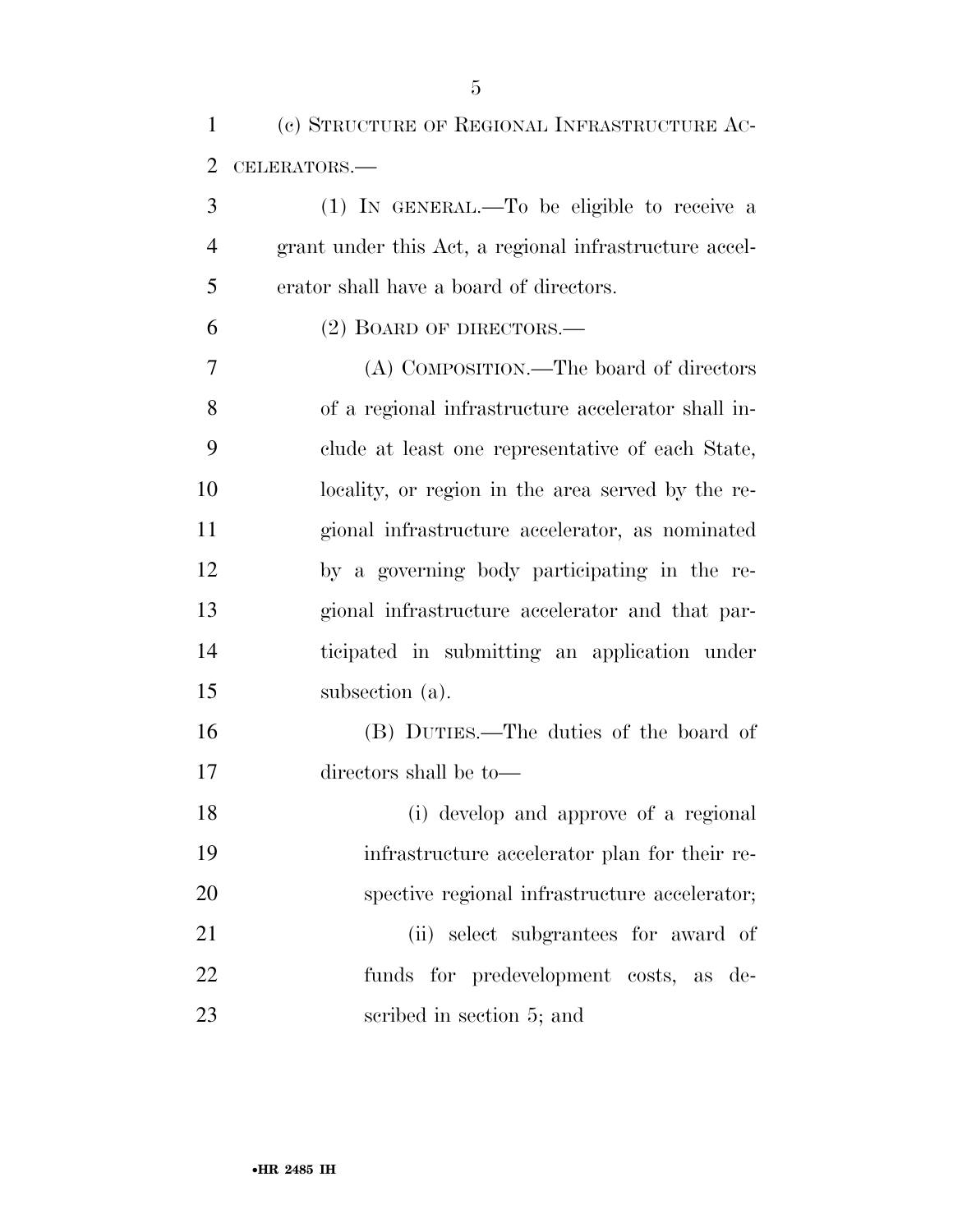(c) STRUCTURE OF REGIONAL INFRASTRUCTURE ACCELERATORS.—

(1) IN GENERAL.—To be eligible to receive a grant under this Act, a regional infrastructure accelerator shall have a board of directors.

(2) BOARD OF DIRECTORS.—

(A) COMPOSITION.—The board of directors of a regional infrastructure accelerator shall include at least one representative of each State, locality, or region in the area served by the regional infrastructure accelerator, as nominated by a governing body participating in the regional infrastructure accelerator and that participated in submitting an application under subsection (a).

(B) DUTIES.—The duties of the board of directors shall be to—

(i) develop and approve of a regional infrastructure accelerator plan for their respective regional infrastructure accelerator;

(ii) select subgrantees for award of funds for predevelopment costs, as described in section 5; and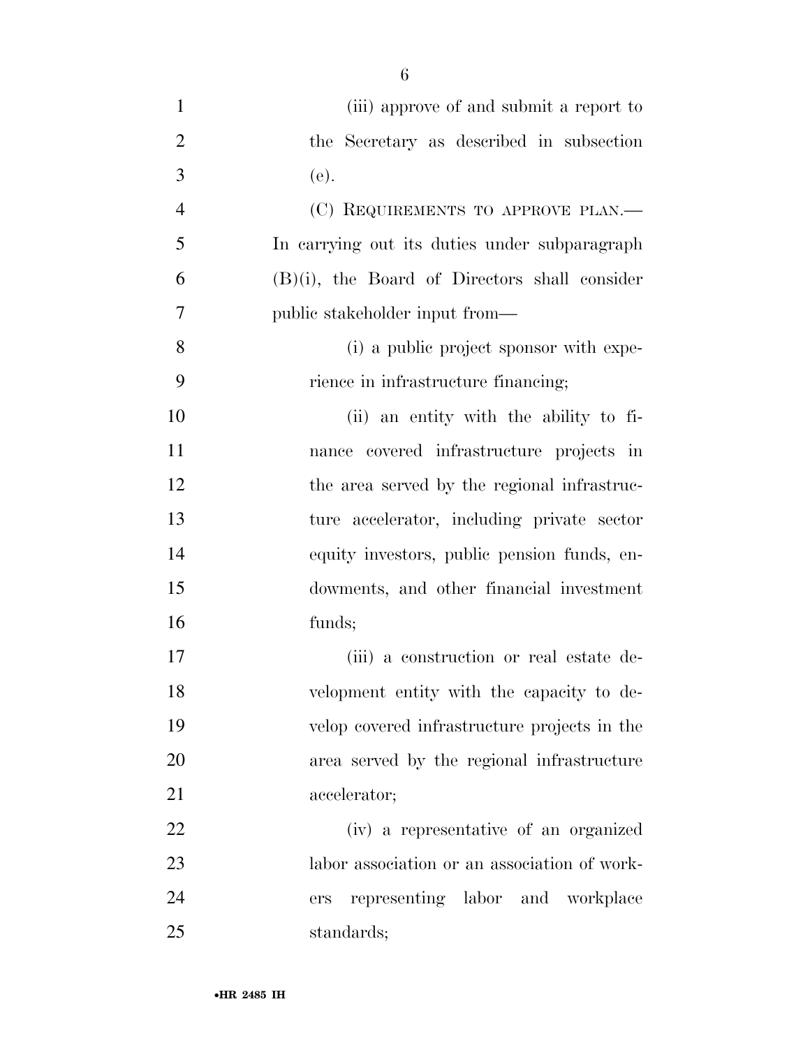(iii) approve of and submit a report to the Secretary as described in subsection (e).

(C) REQUIREMENTS TO APPROVE PLAN.— In carrying out its duties under subparagraph (B)(i), the Board of Directors shall consider public stakeholder input from—

(i) a public project sponsor with experience in infrastructure financing;

(ii) an entity with the ability to finance covered infrastructure projects in the area served by the regional infrastructure accelerator, including private sector equity investors, public pension funds, endowments, and other financial investment funds;

(iii) a construction or real estate development entity with the capacity to develop covered infrastructure projects in the area served by the regional infrastructure accelerator;

(iv) a representative of an organized labor association or an association of workers representing labor and workplace standards;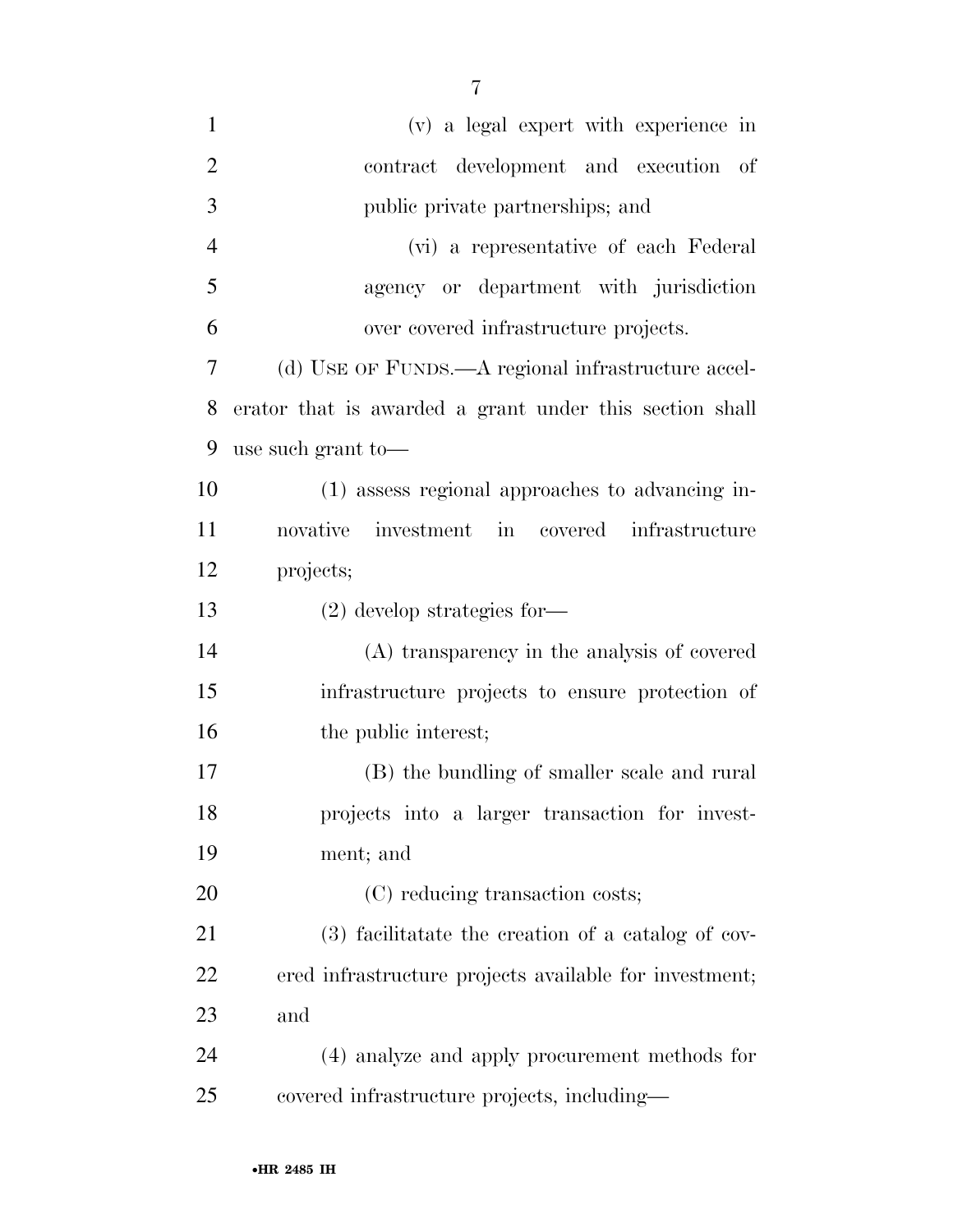(v) a legal expert with experience in contract development and execution of public private partnerships; and

(vi) a representative of each Federal agency or department with jurisdiction over covered infrastructure projects.

(d) USE OF FUNDS.—A regional infrastructure accelerator that is awarded a grant under this section shall use such grant to—

(1) assess regional approaches to advancing innovative investment in covered infrastructure projects;

(2) develop strategies for—

(A) transparency in the analysis of covered infrastructure projects to ensure protection of the public interest;

(B) the bundling of smaller scale and rural projects into a larger transaction for investment; and

(C) reducing transaction costs;

(3) facilitatate the creation of a catalog of covered infrastructure projects available for investment; and

(4) analyze and apply procurement methods for covered infrastructure projects, including—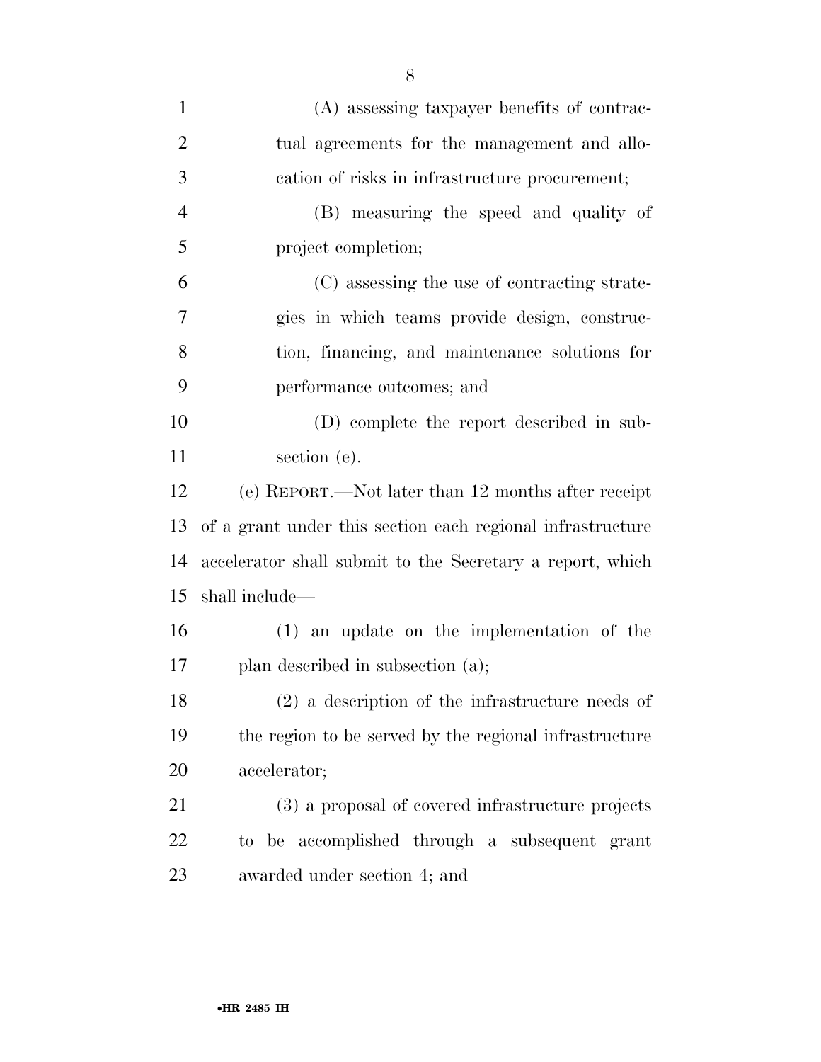(A) assessing taxpayer benefits of contractual agreements for the management and allocation of risks in infrastructure procurement;

(B) measuring the speed and quality of project completion;

(C) assessing the use of contracting strategies in which teams provide design, construction, financing, and maintenance solutions for performance outcomes; and

(D) complete the report described in subsection (e).

(e) REPORT.—Not later than 12 months after receipt of a grant under this section each regional infrastructure accelerator shall submit to the Secretary a report, which shall include—

(1) an update on the implementation of the plan described in subsection (a);

(2) a description of the infrastructure needs of the region to be served by the regional infrastructure accelerator;

(3) a proposal of covered infrastructure projects to be accomplished through a subsequent grant awarded under section 4; and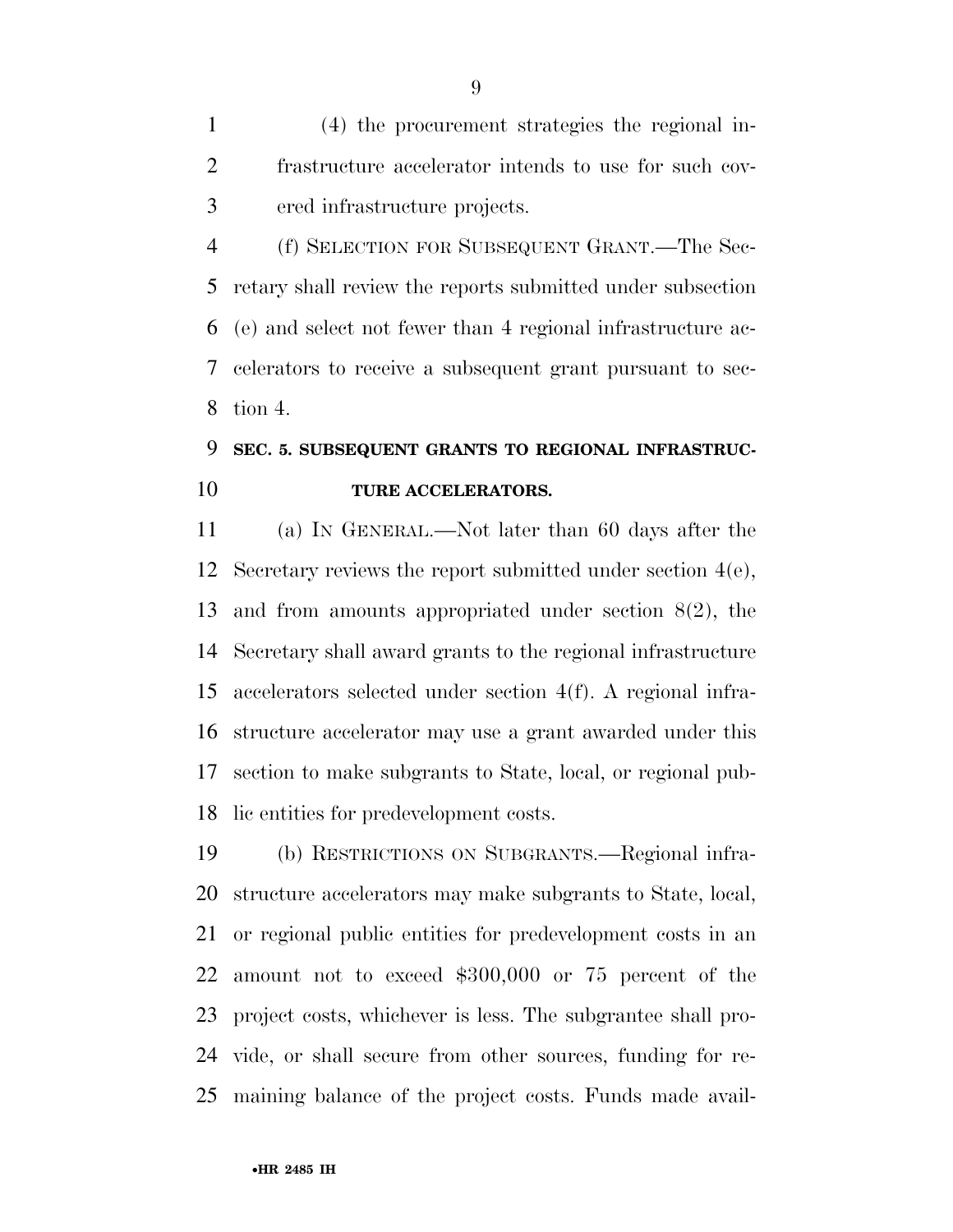(4) the procurement strategies the regional infrastructure accelerator intends to use for such covered infrastructure projects.

(f) SELECTION FOR SUBSEQUENT GRANT.—The Secretary shall review the reports submitted under subsection (e) and select not fewer than 4 regional infrastructure accelerators to receive a subsequent grant pursuant to section 4.

### SEC. 5. SUBSEQUENT GRANTS TO REGIONAL INFRASTRUCTURE ACCELERATORS.

(a) IN GENERAL.—Not later than 60 days after the Secretary reviews the report submitted under section 4(e), and from amounts appropriated under section 8(2), the Secretary shall award grants to the regional infrastructure accelerators selected under section 4(f). A regional infrastructure accelerator may use a grant awarded under this section to make subgrants to State, local, or regional public entities for predevelopment costs.

(b) RESTRICTIONS ON SUBGRANTS.—Regional infrastructure accelerators may make subgrants to State, local, or regional public entities for predevelopment costs in an amount not to exceed $300,000 or 75 percent of the project costs, whichever is less. The subgrantee shall provide, or shall secure from other sources, funding for remaining balance of the project costs. Funds made avail-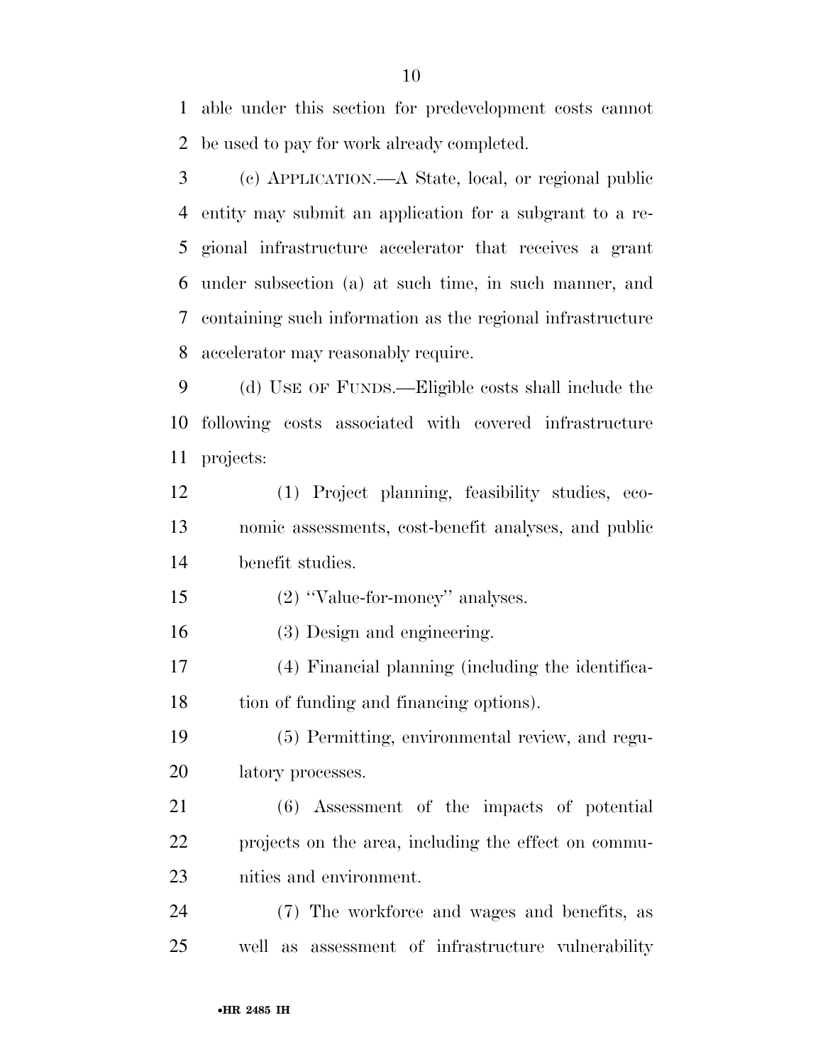able under this section for predevelopment costs cannot be used to pay for work already completed.

(c) APPLICATION.—A State, local, or regional public entity may submit an application for a subgrant to a regional infrastructure accelerator that receives a grant under subsection (a) at such time, in such manner, and containing such information as the regional infrastructure accelerator may reasonably require.

(d) USE OF FUNDS.—Eligible costs shall include the following costs associated with covered infrastructure projects:

(1) Project planning, feasibility studies, economic assessments, cost-benefit analyses, and public benefit studies.

(2) ''Value-for-money'' analyses.

(3) Design and engineering.

(4) Financial planning (including the identification of funding and financing options).

(5) Permitting, environmental review, and regulatory processes.

(6) Assessment of the impacts of potential projects on the area, including the effect on communities and environment.

(7) The workforce and wages and benefits, as well as assessment of infrastructure vulnerability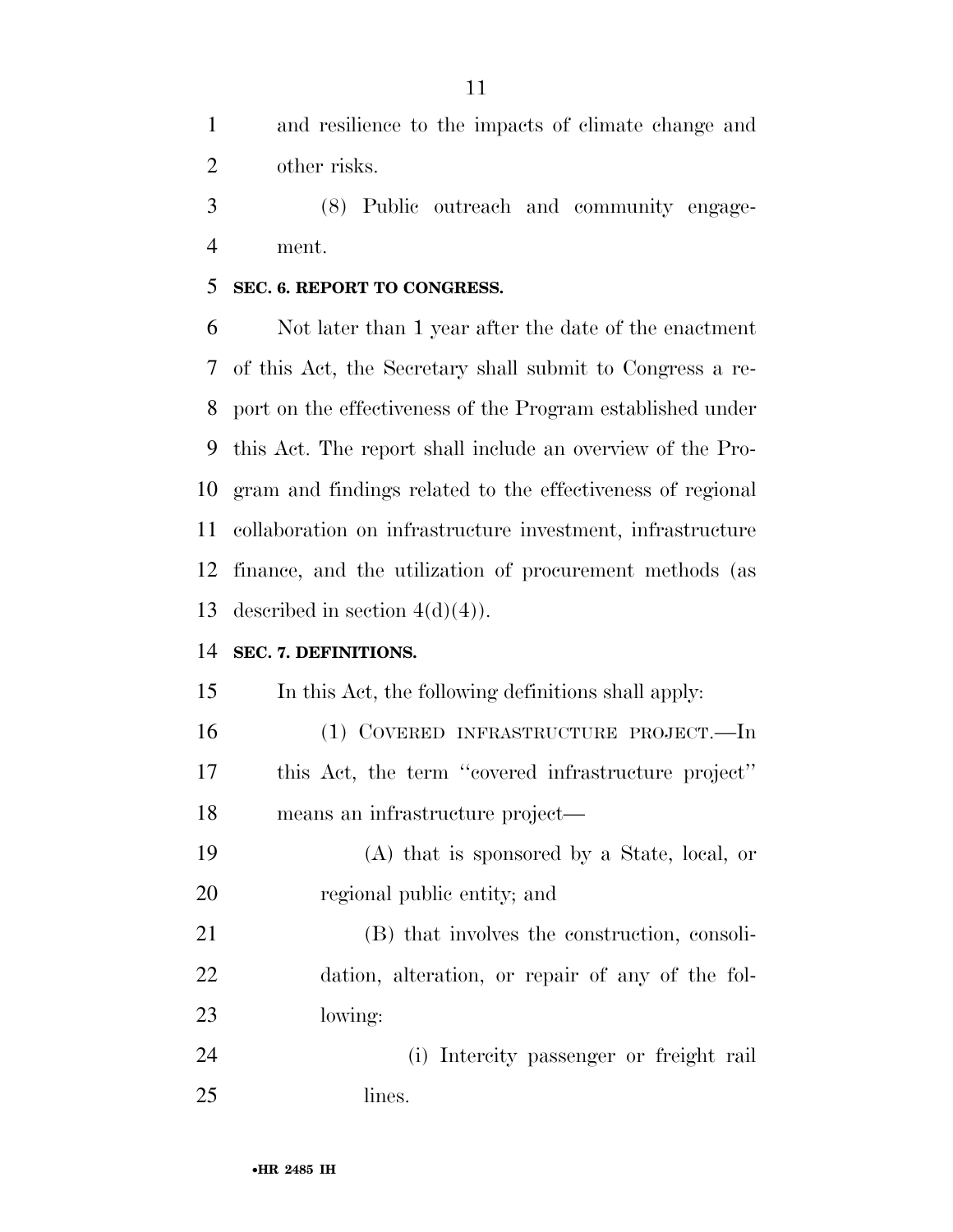and resilience to the impacts of climate change and other risks.

(8) Public outreach and community engagement.

**SEC. 6. REPORT TO CONGRESS.**

Not later than 1 year after the date of the enactment of this Act, the Secretary shall submit to Congress a report on the effectiveness of the Program established under this Act. The report shall include an overview of the Program and findings related to the effectiveness of regional collaboration on infrastructure investment, infrastructure finance, and the utilization of procurement methods (as described in section 4(d)(4)).

**SEC. 7. DEFINITIONS.**

In this Act, the following definitions shall apply:

(1) COVERED INFRASTRUCTURE PROJECT.—In this Act, the term ''covered infrastructure project'' means an infrastructure project—

(A) that is sponsored by a State, local, or regional public entity; and

(B) that involves the construction, consolidation, alteration, or repair of any of the following:

(i) Intercity passenger or freight rail lines.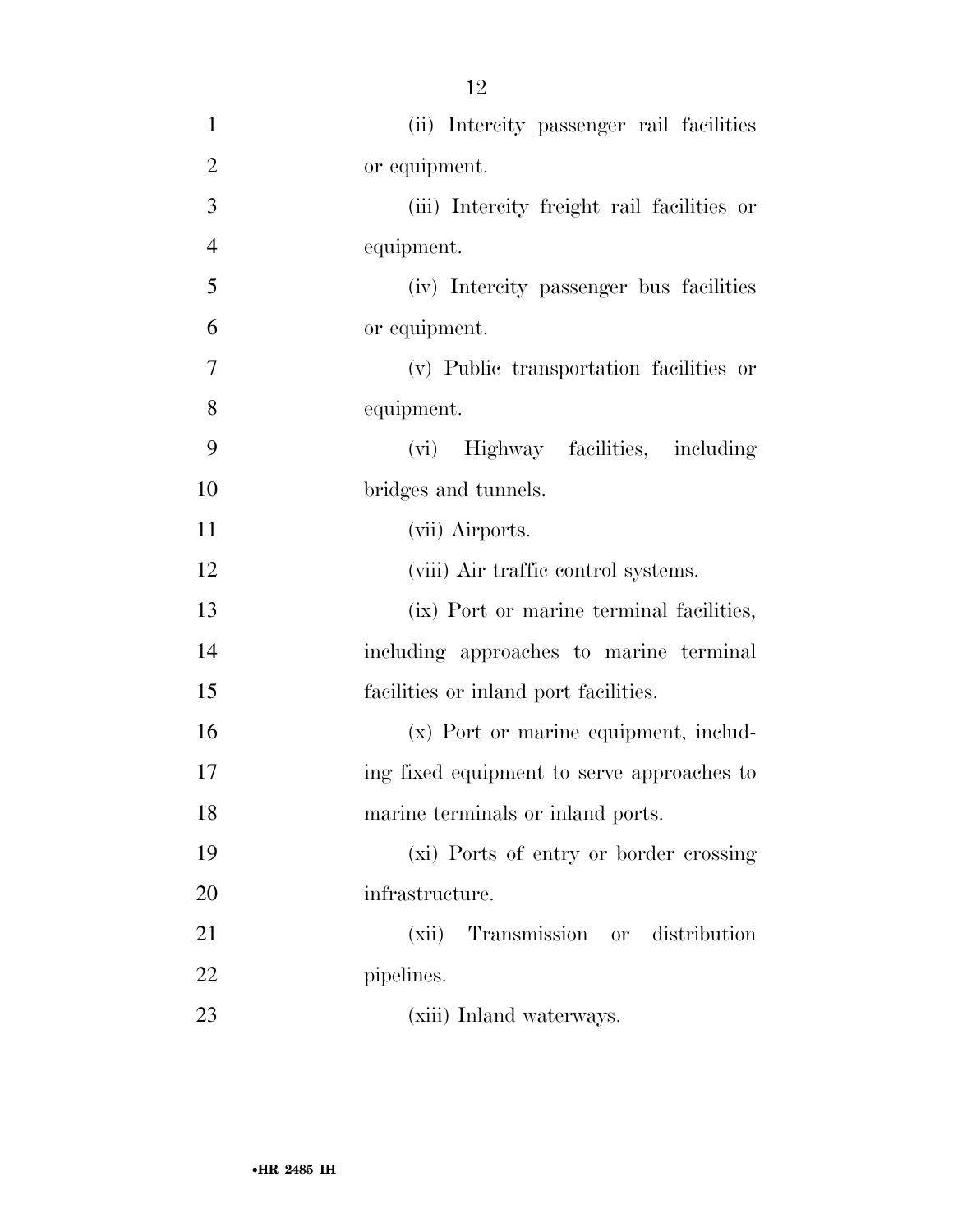(ii) Intercity passenger rail facilities or equipment.

(iii) Intercity freight rail facilities or equipment.

(iv) Intercity passenger bus facilities or equipment.

(v) Public transportation facilities or equipment.

(vi) Highway facilities, including bridges and tunnels.

(vii) Airports.

(viii) Air traffic control systems.

(ix) Port or marine terminal facilities, including approaches to marine terminal facilities or inland port facilities.

(x) Port or marine equipment, including fixed equipment to serve approaches to marine terminals or inland ports.

(xi) Ports of entry or border crossing infrastructure.

(xii) Transmission or distribution pipelines.

(xiii) Inland waterways.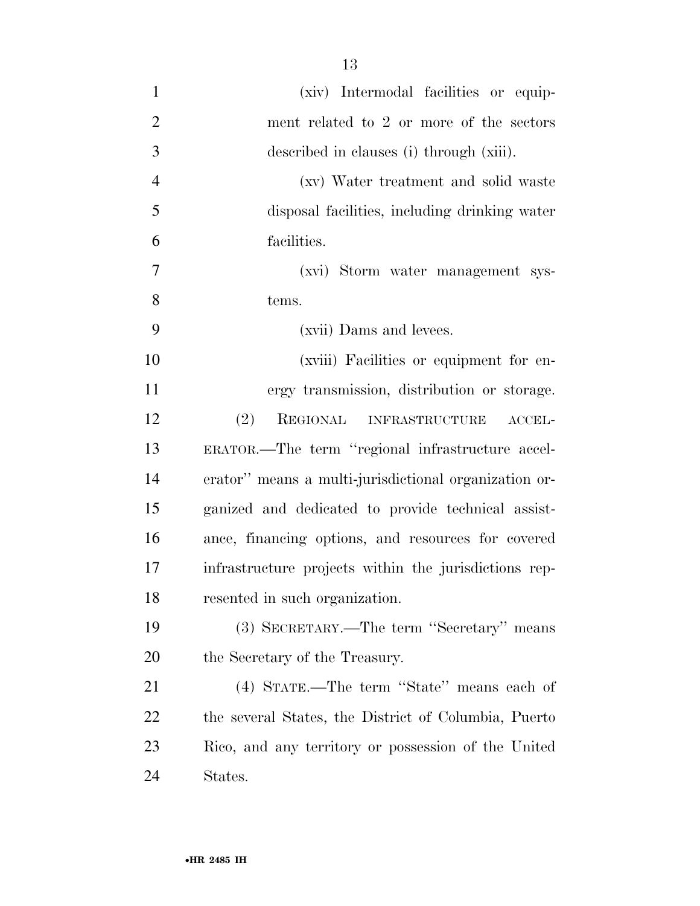(xiv) Intermodal facilities or equipment related to 2 or more of the sectors described in clauses (i) through (xiii).

(xv) Water treatment and solid waste disposal facilities, including drinking water facilities.

(xvi) Storm water management systems.

(xvii) Dams and levees.

(xviii) Facilities or equipment for energy transmission, distribution or storage.

(2) REGIONAL INFRASTRUCTURE ACCELERATOR.—The term ''regional infrastructure accelerator'' means a multi-jurisdictional organization organized and dedicated to provide technical assistance, financing options, and resources for covered infrastructure projects within the jurisdictions represented in such organization.

(3) SECRETARY.—The term ''Secretary'' means the Secretary of the Treasury.

(4) STATE.—The term ''State'' means each of the several States, the District of Columbia, Puerto Rico, and any territory or possession of the United States.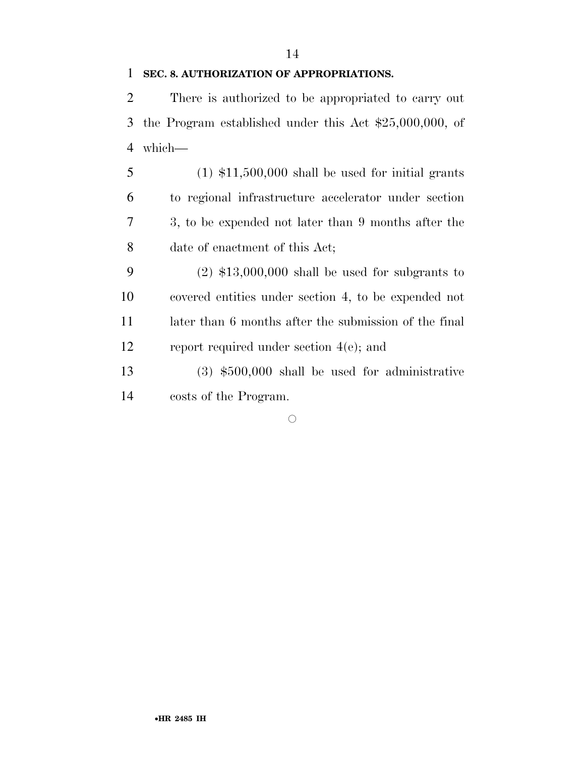**SEC. 8. AUTHORIZATION OF APPROPRIATIONS.**

There is authorized to be appropriated to carry out the Program established under this Act $25,000,000, of which—

(1) $11,500,000 shall be used for initial grants to regional infrastructure accelerator under section 3, to be expended not later than 9 months after the date of enactment of this Act;

(2) $13,000,000 shall be used for subgrants to covered entities under section 4, to be expended not later than 6 months after the submission of the final report required under section 4(e); and

(3) $500,000 shall be used for administrative costs of the Program.

○